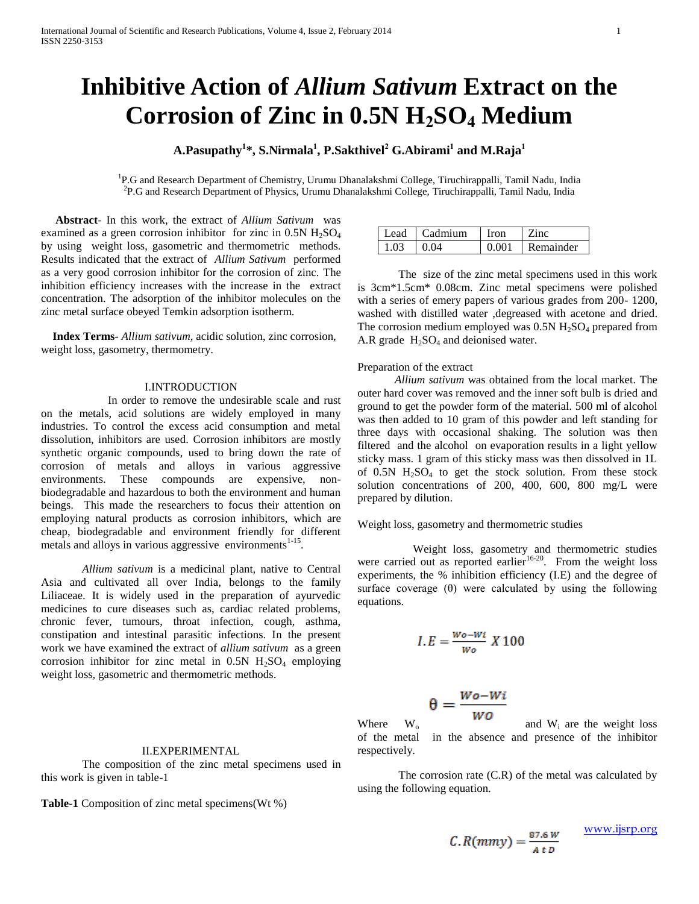# Inhibitive Action of *Allium Sativum* Extract on the Corrosion of Zinc in 0.5N $H_2SO_4$ Medium

**A.Pasupathy[1]*, S.Nirmala[1], P.Sakthivel[2] G.Abirami[1] and M.Raja[1]**

[1]P.G and Research Department of Chemistry, Urumu Dhanalakshmi College, Tiruchirappalli, Tamil Nadu, India
[2]P.G and Research Department of Physics, Urumu Dhanalakshmi College, Tiruchirappalli, Tamil Nadu, India

**Abstract**- In this work, the extract of *Allium Sativum* was examined as a green corrosion inhibitor for zinc in 0.5N $H_2SO_4$ by using weight loss, gasometric and thermometric methods. Results indicated that the extract of *Allium Sativum* performed as a very good corrosion inhibitor for the corrosion of zinc. The inhibition efficiency increases with the increase in the extract concentration. The adsorption of the inhibitor molecules on the zinc metal surface obeyed Temkin adsorption isotherm.

**Index Terms**- *Allium sativum*, acidic solution, zinc corrosion, weight loss, gasometry, thermometry.

## I.INTRODUCTION

In order to remove the undesirable scale and rust on the metals, acid solutions are widely employed in many industries. To control the excess acid consumption and metal dissolution, inhibitors are used. Corrosion inhibitors are mostly synthetic organic compounds, used to bring down the rate of corrosion of metals and alloys in various aggressive environments. These compounds are expensive, non-biodegradable and hazardous to both the environment and human beings. This made the researchers to focus their attention on employing natural products as corrosion inhibitors, which are cheap, biodegradable and environment friendly for different metals and alloys in various aggressive environments[1-15].

*Allium sativum* is a medicinal plant, native to Central Asia and cultivated all over India, belongs to the family Liliaceae. It is widely used in the preparation of ayurvedic medicines to cure diseases such as, cardiac related problems, chronic fever, tumours, throat infection, cough, asthma, constipation and intestinal parasitic infections. In the present work we have examined the extract of *allium sativum* as a green corrosion inhibitor for zinc metal in 0.5N $H_2SO_4$ employing weight loss, gasometric and thermometric methods.

## II.EXPERIMENTAL

The composition of the zinc metal specimens used in this work is given in table-1

**Table-1** Composition of zinc metal specimens(Wt %)

| Lead | Cadmium | Iron | Zinc |
|---|---|---|---|
| 1.03 | 0.04 | 0.001 | Remainder |

The size of the zinc metal specimens used in this work is 3cm*1.5cm* 0.08cm. Zinc metal specimens were polished with a series of emery papers of various grades from 200- 1200, washed with distilled water ,degreased with acetone and dried. The corrosion medium employed was 0.5N $H_2SO_4$ prepared from A.R grade $H_2SO_4$ and deionised water.

Preparation of the extract

*Allium sativum* was obtained from the local market. The outer hard cover was removed and the inner soft bulb is dried and ground to get the powder form of the material. 500 ml of alcohol was then added to 10 gram of this powder and left standing for three days with occasional shaking. The solution was then filtered and the alcohol on evaporation results in a light yellow sticky mass. 1 gram of this sticky mass was then dissolved in 1L of 0.5N $H_2SO_4$ to get the stock solution. From these stock solution concentrations of 200, 400, 600, 800 mg/L were prepared by dilution.

Weight loss, gasometry and thermometric studies

Weight loss, gasometry and thermometric studies were carried out as reported earlier[16-20]. From the weight loss experiments, the % inhibition efficiency (I.E) and the degree of surface coverage (θ) were calculated by using the following equations.

$$I.E = \frac{Wo - Wi}{Wo} X\,100$$

$$\theta = \frac{Wo - Wi}{WO}$$

Where $W_o$ and $W_i$ are the weight loss of the metal in the absence and presence of the inhibitor respectively.

The corrosion rate (C.R) of the metal was calculated by using the following equation.

$$C.R(mmy) = \frac{87.6\,W}{A\,t\,D}$$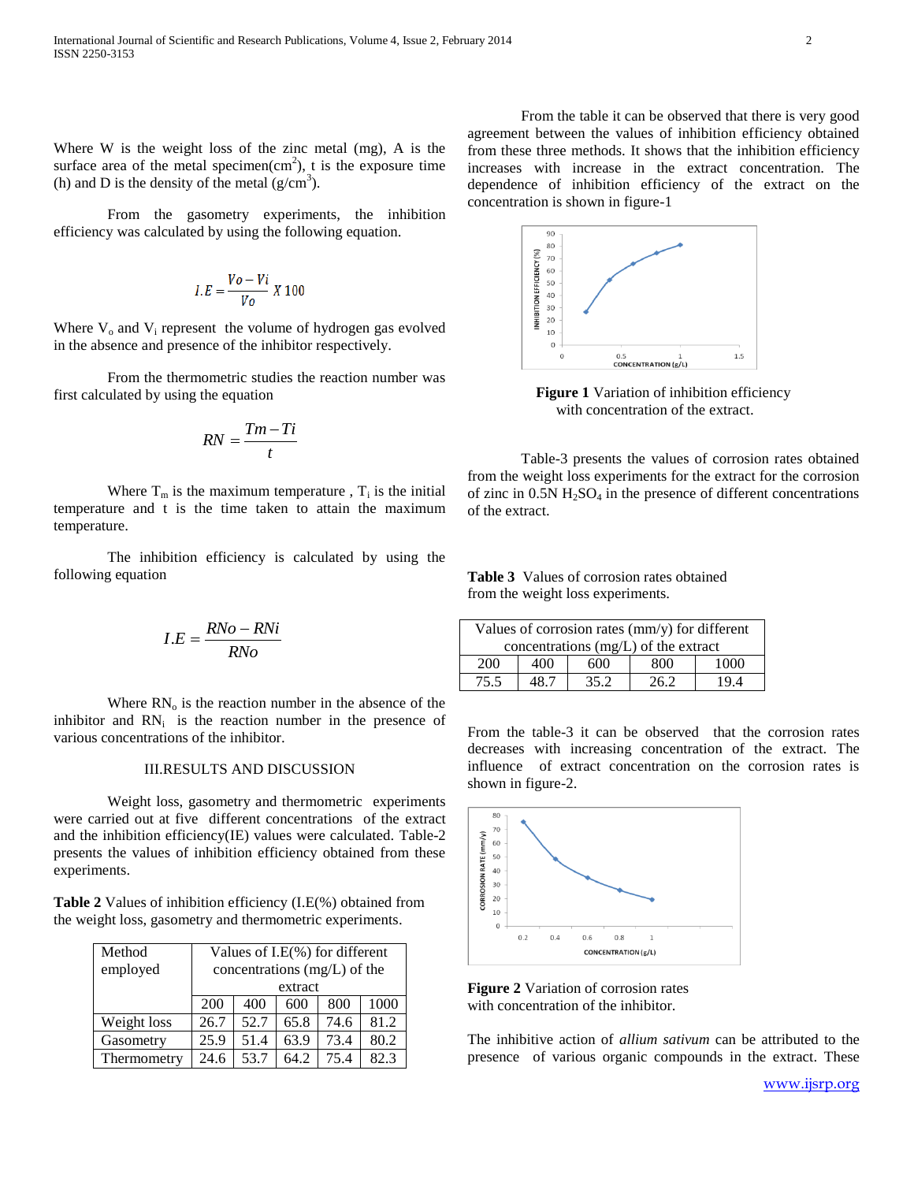Where W is the weight loss of the zinc metal (mg), A is the surface area of the metal specimen($cm^2$), t is the exposure time (h) and D is the density of the metal ($g/cm^3$).

From the gasometry experiments, the inhibition efficiency was calculated by using the following equation.

$$I.E = \frac{Vo - Vi}{Vo} X\, 100$$

Where $V_o$ and $V_i$ represent the volume of hydrogen gas evolved in the absence and presence of the inhibitor respectively.

From the thermometric studies the reaction number was first calculated by using the equation

$$RN = \frac{Tm - Ti}{t}$$

Where $T_m$ is the maximum temperature , $T_i$ is the initial temperature and t is the time taken to attain the maximum temperature.

The inhibition efficiency is calculated by using the following equation

$$I.E = \frac{RNo - RNi}{RNo}$$

Where $RN_o$ is the reaction number in the absence of the inhibitor and $RN_i$ is the reaction number in the presence of various concentrations of the inhibitor.

## III.RESULTS AND DISCUSSION

Weight loss, gasometry and thermometric experiments were carried out at five different concentrations of the extract and the inhibition efficiency(IE) values were calculated. Table-2 presents the values of inhibition efficiency obtained from these experiments.

**Table 2** Values of inhibition efficiency (I.E(%) obtained from the weight loss, gasometry and thermometric experiments.

| Method employed | Values of I.E(%) for different concentrations (mg/L) of the extract | | | | |
|---|---|---|---|---|---|
| | 200 | 400 | 600 | 800 | 1000 |
| Weight loss | 26.7 | 52.7 | 65.8 | 74.6 | 81.2 |
| Gasometry | 25.9 | 51.4 | 63.9 | 73.4 | 80.2 |
| Thermometry | 24.6 | 53.7 | 64.2 | 75.4 | 82.3 |

From the table it can be observed that there is very good agreement between the values of inhibition efficiency obtained from these three methods. It shows that the inhibition efficiency increases with increase in the extract concentration. The dependence of inhibition efficiency of the extract on the concentration is shown in figure-1

**Figure 1** Variation of inhibition efficiency with concentration of the extract.

Table-3 presents the values of corrosion rates obtained from the weight loss experiments for the extract for the corrosion of zinc in 0.5N $H_2SO_4$ in the presence of different concentrations of the extract.

**Table 3** Values of corrosion rates obtained from the weight loss experiments.

| Values of corrosion rates (mm/y) for different concentrations (mg/L) of the extract | | | | |
|---|---|---|---|---|
| 200 | 400 | 600 | 800 | 1000 |
| 75.5 | 48.7 | 35.2 | 26.2 | 19.4 |

From the table-3 it can be observed that the corrosion rates decreases with increasing concentration of the extract. The influence of extract concentration on the corrosion rates is shown in figure-2.

**Figure 2** Variation of corrosion rates with concentration of the inhibitor.

The inhibitive action of *allium sativum* can be attributed to the presence of various organic compounds in the extract. These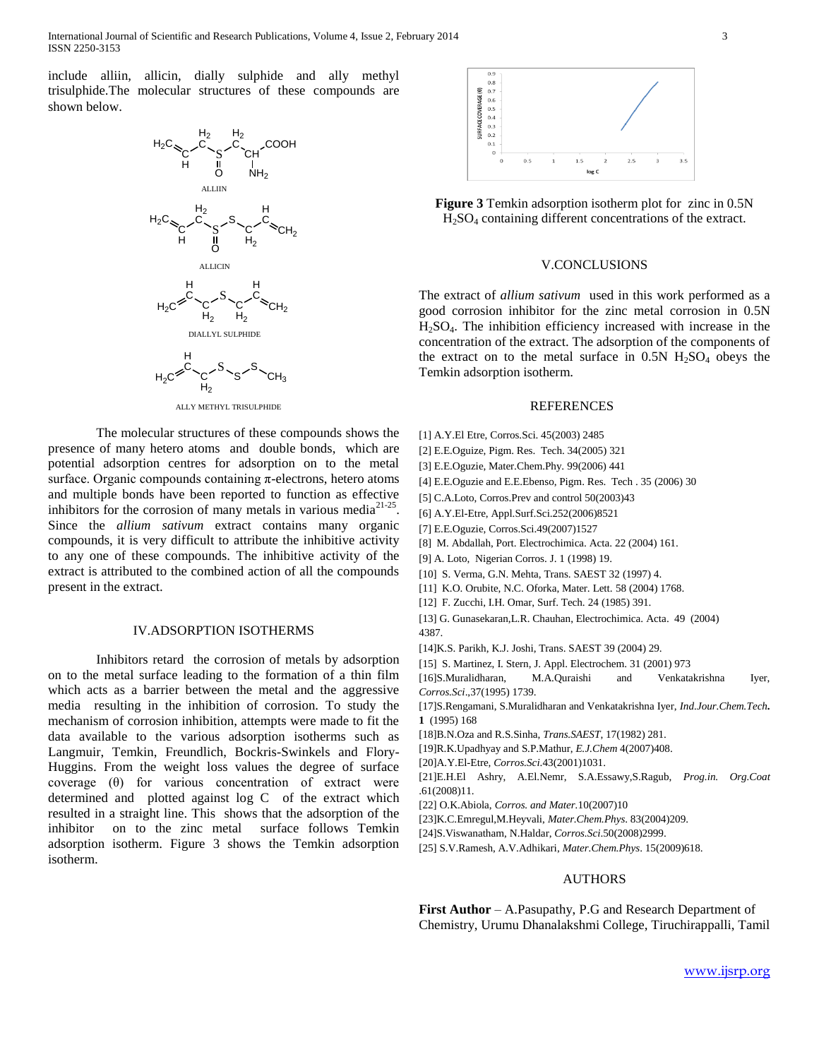include alliin, allicin, dially sulphide and ally methyl trisulphide.The molecular structures of these compounds are shown below.

ALLIIN

ALLICIN

DIALLYL SULPHIDE

ALLY METHYL TRISULPHIDE

The molecular structures of these compounds shows the presence of many hetero atoms and double bonds, which are potential adsorption centres for adsorption on to the metal surface. Organic compounds containing π-electrons, hetero atoms and multiple bonds have been reported to function as effective inhibitors for the corrosion of many metals in various media[21-25]. Since the *allium sativum* extract contains many organic compounds, it is very difficult to attribute the inhibitive activity to any one of these compounds. The inhibitive activity of the extract is attributed to the combined action of all the compounds present in the extract.

## IV.ADSORPTION ISOTHERMS

Inhibitors retard the corrosion of metals by adsorption on to the metal surface leading to the formation of a thin film which acts as a barrier between the metal and the aggressive media resulting in the inhibition of corrosion. To study the mechanism of corrosion inhibition, attempts were made to fit the data available to the various adsorption isotherms such as Langmuir, Temkin, Freundlich, Bockris-Swinkels and Flory-Huggins. From the weight loss values the degree of surface coverage (θ) for various concentration of extract were determined and plotted against log C of the extract which resulted in a straight line. This shows that the adsorption of the inhibitor on to the zinc metal surface follows Temkin adsorption isotherm. Figure 3 shows the Temkin adsorption isotherm.

**Figure 3** Temkin adsorption isotherm plot for zinc in 0.5N $H_2SO_4$ containing different concentrations of the extract.

## V.CONCLUSIONS

The extract of *allium sativum* used in this work performed as a good corrosion inhibitor for the zinc metal corrosion in 0.5N $H_2SO_4$. The inhibition efficiency increased with increase in the concentration of the extract. The adsorption of the components of the extract on to the metal surface in 0.5N $H_2SO_4$ obeys the Temkin adsorption isotherm.

## REFERENCES

[1] A.Y.El Etre, Corros.Sci. 45(2003) 2485
[2] E.E.Oguize, Pigm. Res. Tech. 34(2005) 321
[3] E.E.Oguzie, Mater.Chem.Phy. 99(2006) 441
[4] E.E.Oguzie and E.E.Ebenso, Pigm. Res. Tech . 35 (2006) 30
[5] C.A.Loto, Corros.Prev and control 50(2003)43
[6] A.Y.El-Etre, Appl.Surf.Sci.252(2006)8521
[7] E.E.Oguzie, Corros.Sci.49(2007)1527
[8] M. Abdallah, Port. Electrochimica. Acta. 22 (2004) 161.
[9] A. Loto, Nigerian Corros. J. 1 (1998) 19.
[10] S. Verma, G.N. Mehta, Trans. SAEST 32 (1997) 4.
[11] K.O. Orubite, N.C. Oforka, Mater. Lett. 58 (2004) 1768.
[12] F. Zucchi, I.H. Omar, Surf. Tech. 24 (1985) 391.
[13] G. Gunasekaran,L.R. Chauhan, Electrochimica. Acta. 49 (2004) 4387.
[14]K.S. Parikh, K.J. Joshi, Trans. SAEST 39 (2004) 29.
[15] S. Martinez, I. Stern, J. Appl. Electrochem. 31 (2001) 973
[16]S.Muralidharan, M.A.Quraishi and Venkatakrishna Iyer, *Corros.Sci*.,37(1995) 1739.
[17]S.Rengamani, S.Muralidharan and Venkatakrishna Iyer, *Ind.Jour.Chem.Tech.* **1** (1995) 168
[18]B.N.Oza and R.S.Sinha, *Trans.SAEST*, 17(1982) 281.
[19]R.K.Upadhyay and S.P.Mathur, *E.J.Chem* 4(2007)408.
[20]A.Y.El-Etre, *Corros.Sci.*43(2001)1031.
[21]E.H.El Ashry, A.El.Nemr, S.A.Essawy,S.Ragub, *Prog.in. Org.Coat* .61(2008)11.
[22] O.K.Abiola, *Corros. and Mater.*10(2007)10
[23]K.C.Emregul,M.Heyvali, *Mater.Chem.Phys.* 83(2004)209.
[24]S.Viswanatham, N.Haldar, *Corros.Sci*.50(2008)2999.
[25] S.V.Ramesh, A.V.Adhikari, *Mater.Chem.Phys*. 15(2009)618.

## AUTHORS

**First Author** – A.Pasupathy, P.G and Research Department of Chemistry, Urumu Dhanalakshmi College, Tiruchirappalli, Tamil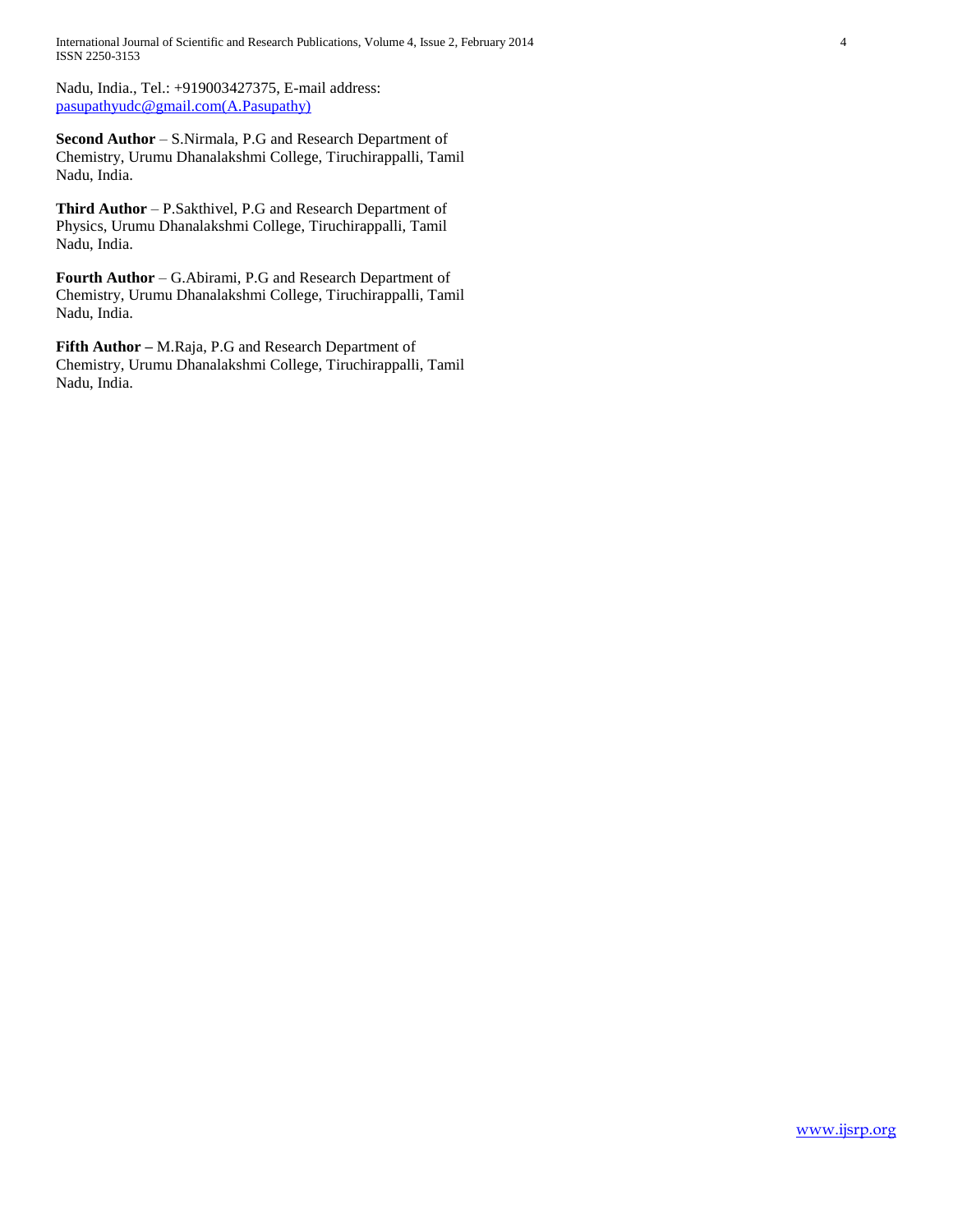Nadu, India., Tel.: +919003427375, E-mail address: pasupathyudc@gmail.com(A.Pasupathy)

**Second Author** – S.Nirmala, P.G and Research Department of Chemistry, Urumu Dhanalakshmi College, Tiruchirappalli, Tamil Nadu, India.

**Third Author** – P.Sakthivel, P.G and Research Department of Physics, Urumu Dhanalakshmi College, Tiruchirappalli, Tamil Nadu, India.

**Fourth Author** – G.Abirami, P.G and Research Department of Chemistry, Urumu Dhanalakshmi College, Tiruchirappalli, Tamil Nadu, India.

**Fifth Author –** M.Raja, P.G and Research Department of Chemistry, Urumu Dhanalakshmi College, Tiruchirappalli, Tamil Nadu, India.